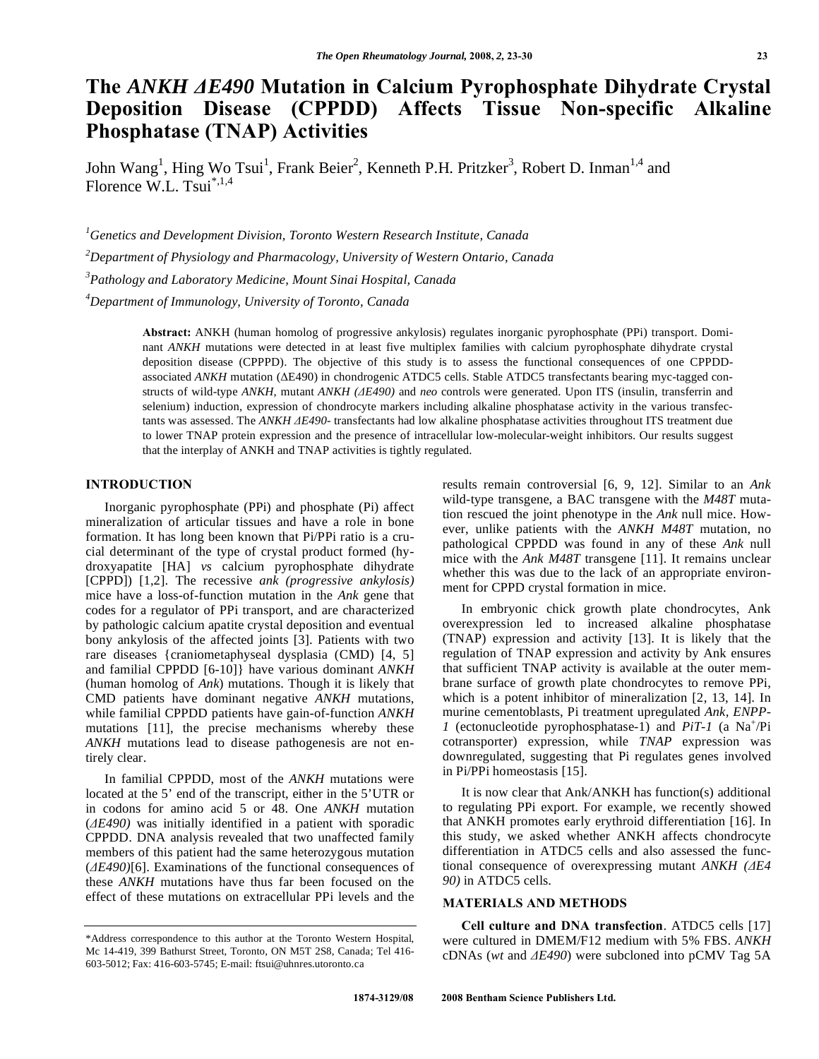# The *ANKH ΔE490* Mutation in Calcium Pyrophosphate Dihydrate Crystal Deposition Disease (CPPDD) Affects Tissue Non-specific Alkaline Phosphatase (TNAP) Activities

John Wang[1], Hing Wo Tsui[1], Frank Beier[2], Kenneth P.H. Pritzker[3], Robert D. Inman[1,4] and Florence W.L. Tsui*[1,4]

[1]Genetics and Development Division, Toronto Western Research Institute, Canada

[2]Department of Physiology and Pharmacology, University of Western Ontario, Canada

[3]Pathology and Laboratory Medicine, Mount Sinai Hospital, Canada

[4]Department of Immunology, University of Toronto, Canada

**Abstract:** ANKH (human homolog of progressive ankylosis) regulates inorganic pyrophosphate (PPi) transport. Dominant *ANKH* mutations were detected in at least five multiplex families with calcium pyrophosphate dihydrate crystal deposition disease (CPPDD). The objective of this study is to assess the functional consequences of one CPPDD-associated *ANKH* mutation (ΔE490) in chondrogenic ATDC5 cells. Stable ATDC5 transfectants bearing myc-tagged constructs of wild-type *ANKH*, mutant *ANKH (ΔE490)* and *neo* controls were generated. Upon ITS (insulin, transferrin and selenium) induction, expression of chondrocyte markers including alkaline phosphatase activity in the various transfectants was assessed. The *ANKH ΔE490*- transfectants had low alkaline phosphatase activities throughout ITS treatment due to lower TNAP protein expression and the presence of intracellular low-molecular-weight inhibitors. Our results suggest that the interplay of ANKH and TNAP activities is tightly regulated.

## INTRODUCTION

Inorganic pyrophosphate (PPi) and phosphate (Pi) affect mineralization of articular tissues and have a role in bone formation. It has long been known that Pi/PPi ratio is a crucial determinant of the type of crystal product formed (hydroxyapatite [HA] *vs* calcium pyrophosphate dihydrate [CPPD]) [1,2]. The recessive *ank (progressive ankylosis)* mice have a loss-of-function mutation in the *Ank* gene that codes for a regulator of PPi transport, and are characterized by pathologic calcium apatite crystal deposition and eventual bony ankylosis of the affected joints [3]. Patients with two rare diseases {craniometaphyseal dysplasia (CMD) [4, 5] and familial CPPDD [6-10]} have various dominant *ANKH* (human homolog of *Ank*) mutations. Though it is likely that CMD patients have dominant negative *ANKH* mutations, while familial CPPDD patients have gain-of-function *ANKH* mutations [11], the precise mechanisms whereby these *ANKH* mutations lead to disease pathogenesis are not entirely clear.

In familial CPPDD, most of the *ANKH* mutations were located at the 5' end of the transcript, either in the 5'UTR or in codons for amino acid 5 or 48. One *ANKH* mutation (*ΔE490)* was initially identified in a patient with sporadic CPPDD. DNA analysis revealed that two unaffected family members of this patient had the same heterozygous mutation (*ΔE490)*[6]. Examinations of the functional consequences of these *ANKH* mutations have thus far been focused on the effect of these mutations on extracellular PPi levels and the results remain controversial [6, 9, 12]. Similar to an *Ank* wild-type transgene, a BAC transgene with the *M48T* mutation rescued the joint phenotype in the *Ank* null mice. However, unlike patients with the *ANKH M48T* mutation, no pathological CPPDD was found in any of these *Ank* null mice with the *Ank M48T* transgene [11]. It remains unclear whether this was due to the lack of an appropriate environment for CPPD crystal formation in mice.

In embryonic chick growth plate chondrocytes, Ank overexpression led to increased alkaline phosphatase (TNAP) expression and activity [13]. It is likely that the regulation of TNAP expression and activity by Ank ensures that sufficient TNAP activity is available at the outer membrane surface of growth plate chondrocytes to remove PPi, which is a potent inhibitor of mineralization [2, 13, 14]. In murine cementoblasts, Pi treatment upregulated *Ank, ENPP-1* (ectonucleotide pyrophosphatase-1) and *PiT-1* (a $Na^+$/Pi cotransporter) expression, while *TNAP* expression was downregulated, suggesting that Pi regulates genes involved in Pi/PPi homeostasis [15].

It is now clear that Ank/ANKH has function(s) additional to regulating PPi export. For example, we recently showed that ANKH promotes early erythroid differentiation [16]. In this study, we asked whether ANKH affects chondrocyte differentiation in ATDC5 cells and also assessed the functional consequence of overexpressing mutant *ANKH (ΔE4 90)* in ATDC5 cells.

## MATERIALS AND METHODS

**Cell culture and DNA transfection**. ATDC5 cells [17] were cultured in DMEM/F12 medium with 5% FBS. *ANKH* cDNAs (*wt* and *ΔE490*) were subcloned into pCMV Tag 5A

*Address correspondence to this author at the Toronto Western Hospital, Mc 14-419, 399 Bathurst Street, Toronto, ON M5T 2S8, Canada; Tel 416-603-5012; Fax: 416-603-5745; E-mail: ftsui@uhnres.utoronto.ca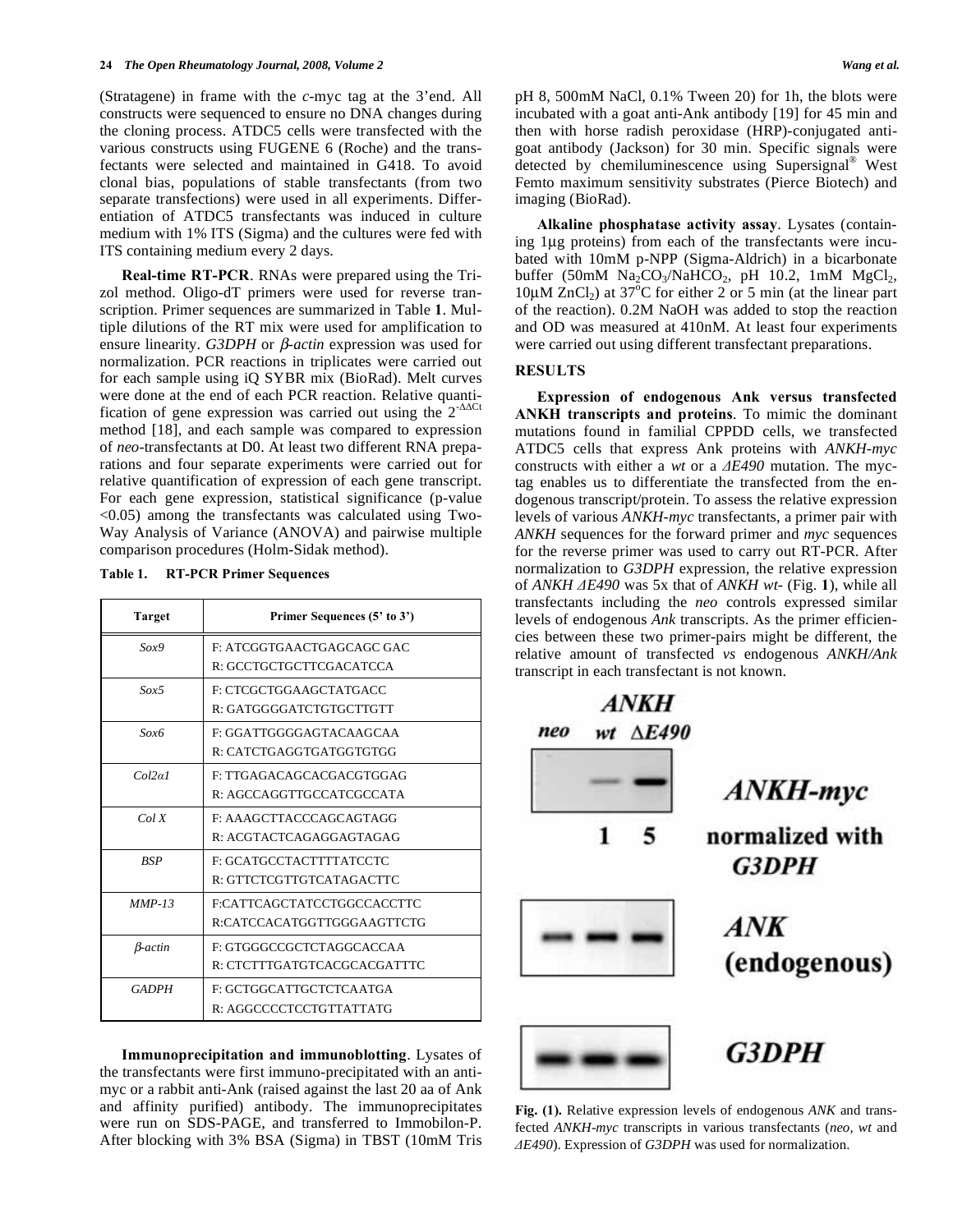(Stratagene) in frame with the *c*-myc tag at the 3'end. All constructs were sequenced to ensure no DNA changes during the cloning process. ATDC5 cells were transfected with the various constructs using FUGENE 6 (Roche) and the transfectants were selected and maintained in G418. To avoid clonal bias, populations of stable transfectants (from two separate transfections) were used in all experiments. Differentiation of ATDC5 transfectants was induced in culture medium with 1% ITS (Sigma) and the cultures were fed with ITS containing medium every 2 days.

**Real-time RT-PCR**. RNAs were prepared using the Trizol method. Oligo-dT primers were used for reverse transcription. Primer sequences are summarized in Table **1**. Multiple dilutions of the RT mix were used for amplification to ensure linearity. *G3DPH* or *β-actin* expression was used for normalization. PCR reactions in triplicates were carried out for each sample using iQ SYBR mix (BioRad). Melt curves were done at the end of each PCR reaction. Relative quantification of gene expression was carried out using the $2^{-\Delta\Delta Ct}$ method [18], and each sample was compared to expression of *neo*-transfectants at D0. At least two different RNA preparations and four separate experiments were carried out for relative quantification of expression of each gene transcript. For each gene expression, statistical significance (p-value <0.05) among the transfectants was calculated using Two-Way Analysis of Variance (ANOVA) and pairwise multiple comparison procedures (Holm-Sidak method).

**Table 1. RT-PCR Primer Sequences**

| Target | Primer Sequences (5' to 3') |
|---|---|
| *Sox9* | F: ATCGGTGAACTGAGCAGC GAC<br>R: GCCTGCTGCTTCGACATCCA |
| *Sox5* | F: CTCGCTGGAAGCTATGACC<br>R: GATGGGGATCTGTGCTTGTT |
| *Sox6* | F: GGATTGGGGAGTACAAGCAA<br>R: CATCTGAGGTGATGGTGTGG |
| *Col2α1* | F: TTGAGACAGCACGACGTGGAG<br>R: AGCCAGGTTGCCATCGCCATA |
| *Col X* | F: AAAGCTTACCCAGCAGTAGG<br>R: ACGTACTCAGAGGAGTAGAG |
| *BSP* | F: GCATGCCTACTTTTATCCTC<br>R: GTTCTCGTTGTCATAGACTTC |
| *MMP-13* | F:CATTCAGCTATCCTGGCCACCTTC<br>R:CATCCACATGGTTGGGAAGTTCTG |
| *β-actin* | F: GTGGGCCGCTCTAGGCACCAA<br>R: CTCTTTGATGTCACGCACGATTTC |
| *GADPH* | F: GCTGGCATTGCTCTCAATGA<br>R: AGGCCCCTCCTGTTATTATG |

**Immunoprecipitation and immunoblotting**. Lysates of the transfectants were first immuno-precipitated with an anti-myc or a rabbit anti-Ank (raised against the last 20 aa of Ank and affinity purified) antibody. The immunoprecipitates were run on SDS-PAGE, and transferred to Immobilon-P. After blocking with 3% BSA (Sigma) in TBST (10mM Tris pH 8, 500mM NaCl, 0.1% Tween 20) for 1h, the blots were incubated with a goat anti-Ank antibody [19] for 45 min and then with horse radish peroxidase (HRP)-conjugated anti-goat antibody (Jackson) for 30 min. Specific signals were detected by chemiluminescence using Supersignal® West Femto maximum sensitivity substrates (Pierce Biotech) and imaging (BioRad).

**Alkaline phosphatase activity assay**. Lysates (containing 1μg proteins) from each of the transfectants were incubated with 10mM p-NPP (Sigma-Aldrich) in a bicarbonate buffer (50mM $Na_2CO_3$/$NaHCO_2$, pH 10.2, 1mM $MgCl_2$, 10μM $ZnCl_2$) at 37°C for either 2 or 5 min (at the linear part of the reaction). 0.2M NaOH was added to stop the reaction and OD was measured at 410nM. At least four experiments were carried out using different transfectant preparations.

## RESULTS

**Expression of endogenous Ank versus transfected ANKH transcripts and proteins**. To mimic the dominant mutations found in familial CPPDD cells, we transfected ATDC5 cells that express Ank proteins with *ANKH-myc* constructs with either a *wt* or a *ΔE490* mutation. The myc-tag enables us to differentiate the transfected from the endogenous transcript/protein. To assess the relative expression levels of various *ANKH-myc* transfectants, a primer pair with *ANKH* sequences for the forward primer and *myc* sequences for the reverse primer was used to carry out RT-PCR. After normalization to *G3DPH* expression, the relative expression of *ANKH ΔE490* was 5x that of *ANKH wt-* (Fig. **1**), while all transfectants including the *neo* controls expressed similar levels of endogenous *Ank* transcripts. As the primer efficiencies between these two primer-pairs might be different, the relative amount of transfected *vs* endogenous *ANKH/Ank* transcript in each transfectant is not known.

**Fig. (1).** Relative expression levels of endogenous *ANK* and transfected *ANKH-myc* transcripts in various transfectants (*neo, wt* and *ΔE490*). Expression of *G3DPH* was used for normalization.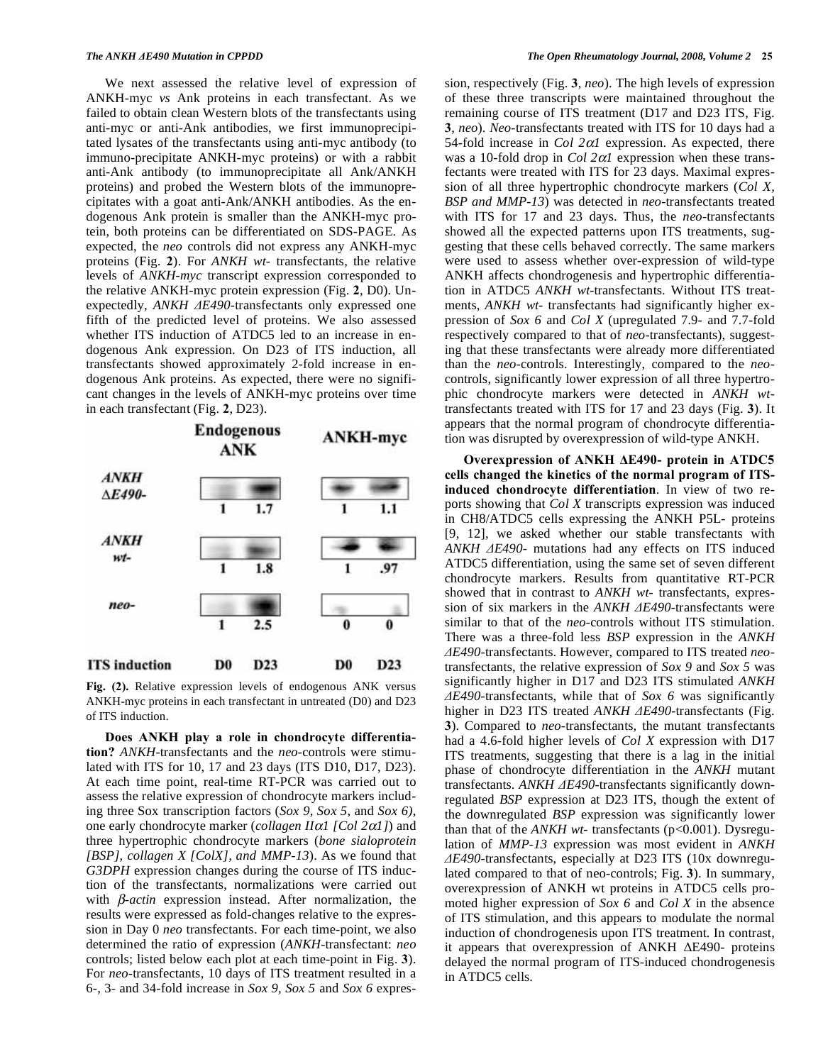We next assessed the relative level of expression of ANKH-myc *vs* Ank proteins in each transfectant. As we failed to obtain clean Western blots of the transfectants using anti-myc or anti-Ank antibodies, we first immunoprecipitated lysates of the transfectants using anti-myc antibody (to immuno-precipitate ANKH-myc proteins) or with a rabbit anti-Ank antibody (to immunoprecipitate all Ank/ANKH proteins) and probed the Western blots of the immunoprecipitates with a goat anti-Ank/ANKH antibodies. As the endogenous Ank protein is smaller than the ANKH-myc protein, both proteins can be differentiated on SDS-PAGE. As expected, the *neo* controls did not express any ANKH-myc proteins (Fig. **2**). For *ANKH wt-* transfectants, the relative levels of *ANKH-myc* transcript expression corresponded to the relative ANKH-myc protein expression (Fig. **2**, D0). Unexpectedly, *ANKH ΔE490*-transfectants only expressed one fifth of the predicted level of proteins. We also assessed whether ITS induction of ATDC5 led to an increase in endogenous Ank expression. On D23 of ITS induction, all transfectants showed approximately 2-fold increase in endogenous Ank proteins. As expected, there were no significant changes in the levels of ANKH-myc proteins over time in each transfectant (Fig. **2**, D23).

| | Endogenous ANK | | ANKH-myc | |
|---|---|---|---|---|
| *ANKH ΔE490-* | 1 | 1.7 | 1 | 1.1 |
| *ANKH wt-* | 1 | 1.8 | 1 | .97 |
| *neo-* | 1 | 2.5 | 0 | 0 |
| **ITS induction** | D0 | D23 | D0 | D23 |

**Fig. (2).** Relative expression levels of endogenous ANK versus ANKH-myc proteins in each transfectant in untreated (D0) and D23 of ITS induction.

**Does ANKH play a role in chondrocyte differentiation?** *ANKH*-transfectants and the *neo*-controls were stimulated with ITS for 10, 17 and 23 days (ITS D10, D17, D23). At each time point, real-time RT-PCR was carried out to assess the relative expression of chondrocyte markers including three Sox transcription factors (*Sox 9, Sox 5,* and *Sox 6*), one early chondrocyte marker (*collagen IIα1 [Col 2α1]*) and three hypertrophic chondrocyte markers (*bone sialoprotein [BSP], collagen X [ColX], and MMP-13*). As we found that *G3DPH* expression changes during the course of ITS induction of the transfectants, normalizations were carried out with *β-actin* expression instead. After normalization, the results were expressed as fold-changes relative to the expression in Day 0 *neo* transfectants. For each time-point, we also determined the ratio of expression (*ANKH*-transfectant: *neo* controls; listed below each plot at each time-point in Fig. **3**). For *neo*-transfectants, 10 days of ITS treatment resulted in a 6-, 3- and 34-fold increase in *Sox 9, Sox 5* and *Sox 6* expression, respectively (Fig. **3**, *neo*). The high levels of expression of these three transcripts were maintained throughout the remaining course of ITS treatment (D17 and D23 ITS, Fig. **3**, *neo*). *Neo*-transfectants treated with ITS for 10 days had a 54-fold increase in *Col 2α1* expression. As expected, there was a 10-fold drop in *Col 2α1* expression when these transfectants were treated with ITS for 23 days. Maximal expression of all three hypertrophic chondrocyte markers (*Col X, BSP and MMP-13*) was detected in *neo*-transfectants treated with ITS for 17 and 23 days. Thus, the *neo*-transfectants showed all the expected patterns upon ITS treatments, suggesting that these cells behaved correctly. The same markers were used to assess whether over-expression of wild-type ANKH affects chondrogenesis and hypertrophic differentiation in ATDC5 *ANKH wt*-transfectants. Without ITS treatments, *ANKH wt*-transfectants had significantly higher expression of *Sox 6* and *Col X* (upregulated 7.9- and 7.7-fold respectively compared to that of *neo*-transfectants), suggesting that these transfectants were already more differentiated than the *neo*-controls. Interestingly, compared to the *neo*-controls, significantly lower expression of all three hypertrophic chondrocyte markers were detected in *ANKH wt*-transfectants treated with ITS for 17 and 23 days (Fig. **3**). It appears that the normal program of chondrocyte differentiation was disrupted by overexpression of wild-type ANKH.

**Overexpression of ANKH ΔE490- protein in ATDC5 cells changed the kinetics of the normal program of ITS-induced chondrocyte differentiation**. In view of two reports showing that *Col X* transcripts expression was induced in CH8/ATDC5 cells expressing the ANKH P5L- proteins [9, 12], we asked whether our stable transfectants with *ANKH ΔE490-* mutations had any effects on ITS induced ATDC5 differentiation, using the same set of seven different chondrocyte markers. Results from quantitative RT-PCR showed that in contrast to *ANKH wt-* transfectants, expression of six markers in the *ANKH ΔE490*-transfectants were similar to that of the *neo*-controls without ITS stimulation. There was a three-fold less *BSP* expression in the *ANKH ΔE490*-transfectants. However, compared to ITS treated *neo*-transfectants, the relative expression of *Sox 9* and *Sox 5* was significantly higher in D17 and D23 ITS stimulated *ANKH ΔE490*-transfectants, while that of *Sox 6* was significantly higher in D23 ITS treated *ANKH ΔE490*-transfectants (Fig. **3**). Compared to *neo*-transfectants, the mutant transfectants had a 4.6-fold higher levels of *Col X* expression with D17 ITS treatments, suggesting that there is a lag in the initial phase of chondrocyte differentiation in the *ANKH* mutant transfectants. *ANKH ΔE490*-transfectants significantly downregulated *BSP* expression at D23 ITS, though the extent of the downregulated *BSP* expression was significantly lower than that of the *ANKH wt-* transfectants ($p<0.001$). Dysregulation of *MMP-13* expression was most evident in *ANKH ΔE490*-transfectants, especially at D23 ITS (10x downregulated compared to that of neo-controls; Fig. **3**). In summary, overexpression of ANKH wt proteins in ATDC5 cells promoted higher expression of *Sox 6* and *Col X* in the absence of ITS stimulation, and this appears to modulate the normal induction of chondrogenesis upon ITS treatment. In contrast, it appears that overexpression of ANKH ΔE490- proteins delayed the normal program of ITS-induced chondrogenesis in ATDC5 cells.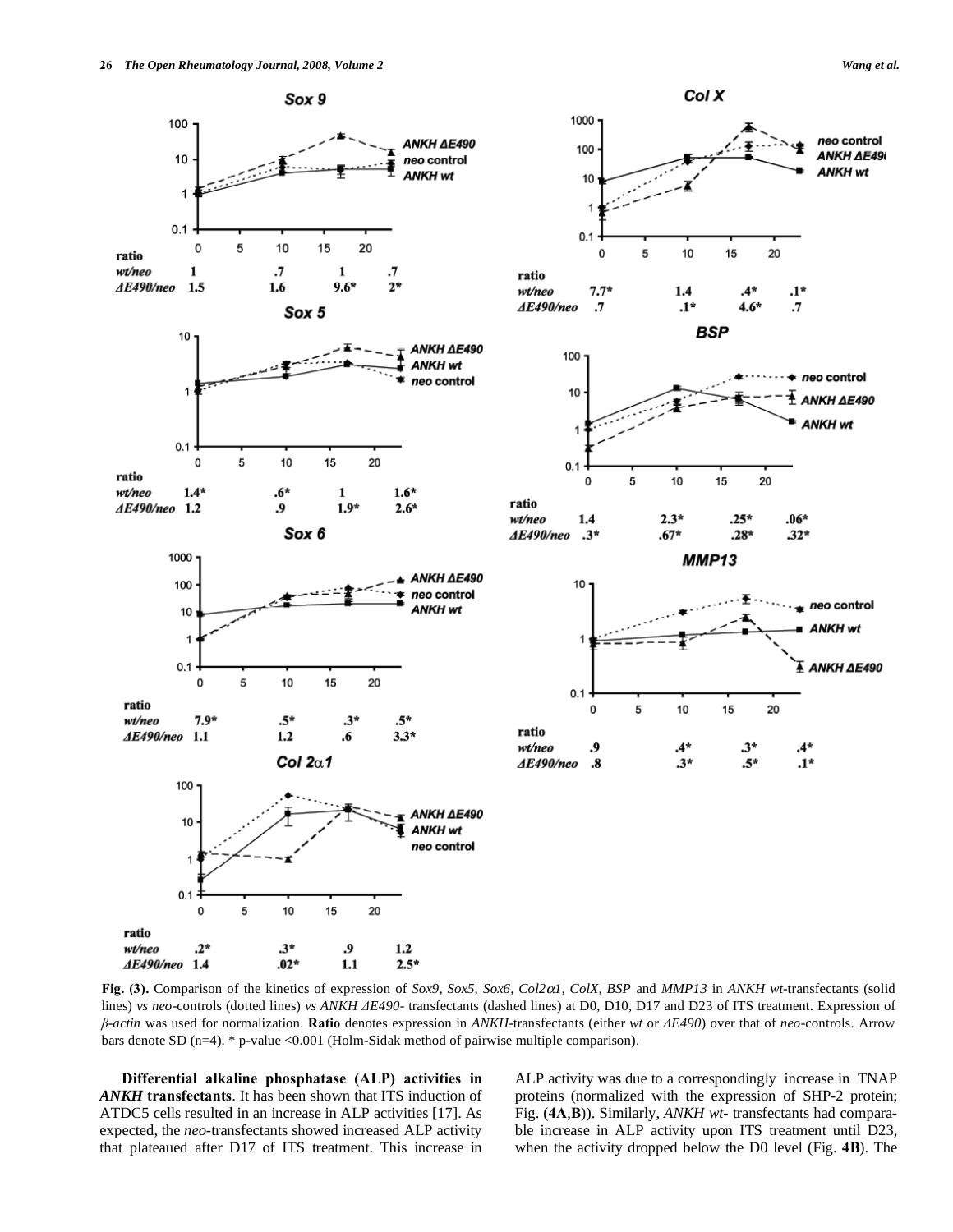**Sox 9**

| ratio | | | | |
|---|---|---|---|---|
| *wt/neo* | 1 | .7 | 1 | .7 |
| *ΔE490/neo* | 1.5 | 1.6 | 9.6* | 2* |

**Sox 5**

| ratio | | | | |
|---|---|---|---|---|
| *wt/neo* | 1.4* | .6* | 1 | 1.6* |
| *ΔE490/neo* | 1.2 | .9 | 1.9* | 2.6* |

**Sox 6**

| ratio | | | | |
|---|---|---|---|---|
| *wt/neo* | 7.9* | .5* | .3* | .5* |
| *ΔE490/neo* | 1.1 | 1.2 | .6 | 3.3* |

**Col 2α1**

| ratio | | | | |
|---|---|---|---|---|
| *wt/neo* | .2* | .3* | .9 | 1.2 |
| *ΔE490/neo* | 1.4 | .02* | 1.1 | 2.5* |

**Col X**

| ratio | | | | |
|---|---|---|---|---|
| *wt/neo* | 7.7* | 1.4 | .4* | .1* |
| *ΔE490/neo* | .7 | .1* | 4.6* | .7 |

**BSP**

| ratio | | | | |
|---|---|---|---|---|
| *wt/neo* | 1.4 | 2.3* | .25* | .06* |
| *ΔE490/neo* | .3* | .67* | .28* | .32* |

**MMP13**

| ratio | | | | |
|---|---|---|---|---|
| *wt/neo* | .9 | .4* | .3* | .4* |
| *ΔE490/neo* | .8 | .3* | .5* | .1* |

**Fig. (3).** Comparison of the kinetics of expression of *Sox9, Sox5, Sox6, Col2α1, ColX, BSP* and *MMP13* in *ANKH wt*-transfectants (solid lines) *vs neo*-controls (dotted lines) *vs ANKH ΔE490*- transfectants (dashed lines) at D0, D10, D17 and D23 of ITS treatment. Expression of *β-actin* was used for normalization. **Ratio** denotes expression in *ANKH*-transfectants (either *wt* or *ΔE490*) over that of *neo*-controls. Arrow bars denote SD (n=4). * p-value <0.001 (Holm-Sidak method of pairwise multiple comparison).

**Differential alkaline phosphatase (ALP) activities in *ANKH* transfectants**. It has been shown that ITS induction of ATDC5 cells resulted in an increase in ALP activities [17]. As expected, the *neo*-transfectants showed increased ALP activity that plateaued after D17 of ITS treatment. This increase in ALP activity was due to a correspondingly increase in TNAP proteins (normalized with the expression of SHP-2 protein; Fig. (**4A**,**B**)). Similarly, *ANKH wt*- transfectants had comparable increase in ALP activity upon ITS treatment until D23, when the activity dropped below the D0 level (Fig. **4B**). The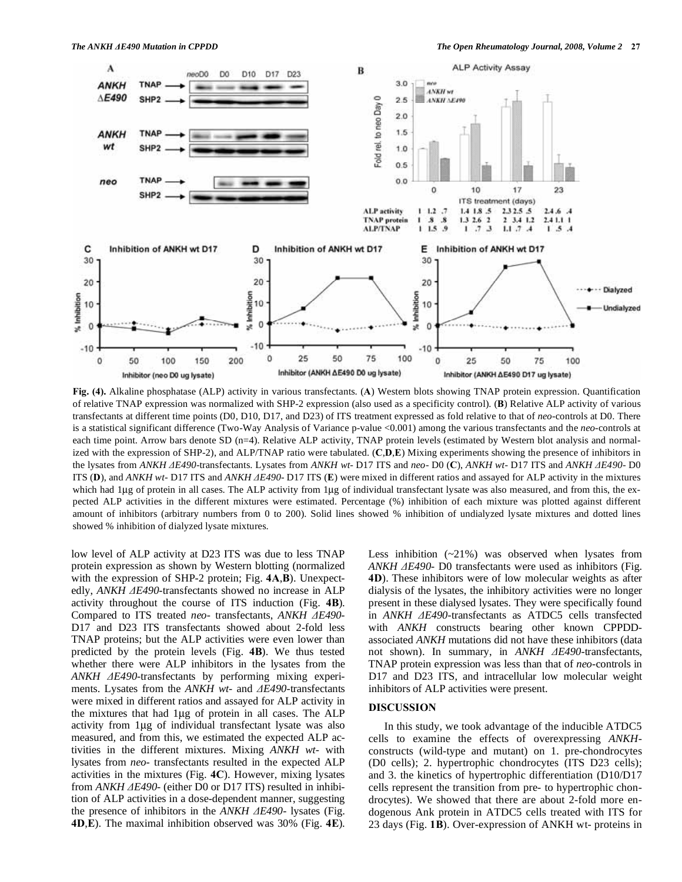**Fig. (4).** Alkaline phosphatase (ALP) activity in various transfectants. (**A**) Western blots showing TNAP protein expression. Quantification of relative TNAP expression was normalized with SHP-2 expression (also used as a specificity control). (**B**) Relative ALP activity of various transfectants at different time points (D0, D10, D17, and D23) of ITS treatment expressed as fold relative to that of *neo*-controls at D0. There is a statistical significant difference (Two-Way Analysis of Variance p-value <0.001) among the various transfectants and the *neo*-controls at each time point. Arrow bars denote SD (n=4). Relative ALP activity, TNAP protein levels (estimated by Western blot analysis and normalized with the expression of SHP-2), and ALP/TNAP ratio were tabulated. (**C**,**D**,**E**) Mixing experiments showing the presence of inhibitors in the lysates from *ANKH ΔE490*-transfectants. Lysates from *ANKH wt*- D17 ITS and *neo*- D0 (**C**), *ANKH wt*- D17 ITS and *ANKH ΔE490*- D0 ITS (**D**), and *ANKH wt*- D17 ITS and *ANKH ΔE490*- D17 ITS (**E**) were mixed in different ratios and assayed for ALP activity in the mixtures which had 1μg of protein in all cases. The ALP activity from 1μg of individual transfectant lysate was also measured, and from this, the expected ALP activities in the different mixtures were estimated. Percentage (%) inhibition of each mixture was plotted against different amount of inhibitors (arbitrary numbers from 0 to 200). Solid lines showed % inhibition of undialyzed lysate mixtures and dotted lines showed % inhibition of dialyzed lysate mixtures.

low level of ALP activity at D23 ITS was due to less TNAP protein expression as shown by Western blotting (normalized with the expression of SHP-2 protein; Fig. **4A**,**B**). Unexpectedly, *ANKH ΔE490*-transfectants showed no increase in ALP activity throughout the course of ITS induction (Fig. **4B**). Compared to ITS treated *neo*- transfectants, *ANKH ΔE490*- D17 and D23 ITS transfectants showed about 2-fold less TNAP proteins; but the ALP activities were even lower than predicted by the protein levels (Fig. **4B**). We thus tested whether there were ALP inhibitors in the lysates from the *ANKH ΔE490*-transfectants by performing mixing experiments. Lysates from the *ANKH wt*- and *ΔE490*-transfectants were mixed in different ratios and assayed for ALP activity in the mixtures that had 1μg of protein in all cases. The ALP activity from 1μg of individual transfectant lysate was also measured, and from this, we estimated the expected ALP activities in the different mixtures. Mixing *ANKH wt*- with lysates from *neo*- transfectants resulted in the expected ALP activities in the mixtures (Fig. **4C**). However, mixing lysates from *ANKH ΔE490*- (either D0 or D17 ITS) resulted in inhibition of ALP activities in a dose-dependent manner, suggesting the presence of inhibitors in the *ANKH ΔE490*- lysates (Fig. **4D**,**E**). The maximal inhibition observed was 30% (Fig. **4E**). Less inhibition (~21%) was observed when lysates from *ANKH ΔE490*- D0 transfectants were used as inhibitors (Fig. **4D**). These inhibitors were of low molecular weights as after dialysis of the lysates, the inhibitory activities were no longer present in these dialysed lysates. They were specifically found in *ANKH ΔE490*-transfectants as ATDC5 cells transfected with *ANKH* constructs bearing other known CPPDD-associated *ANKH* mutations did not have these inhibitors (data not shown). In summary, in *ANKH ΔE490*-transfectants, TNAP protein expression was less than that of *neo*-controls in D17 and D23 ITS, and intracellular low molecular weight inhibitors of ALP activities were present.

## DISCUSSION

In this study, we took advantage of the inducible ATDC5 cells to examine the effects of overexpressing *ANKH*-constructs (wild-type and mutant) on 1. pre-chondrocytes (D0 cells); 2. hypertrophic chondrocytes (ITS D23 cells); and 3. the kinetics of hypertrophic differentiation (D10/D17 cells represent the transition from pre- to hypertrophic chondrocytes). We showed that there are about 2-fold more endogenous Ank protein in ATDC5 cells treated with ITS for 23 days (Fig. **1B**). Over-expression of ANKH wt- proteins in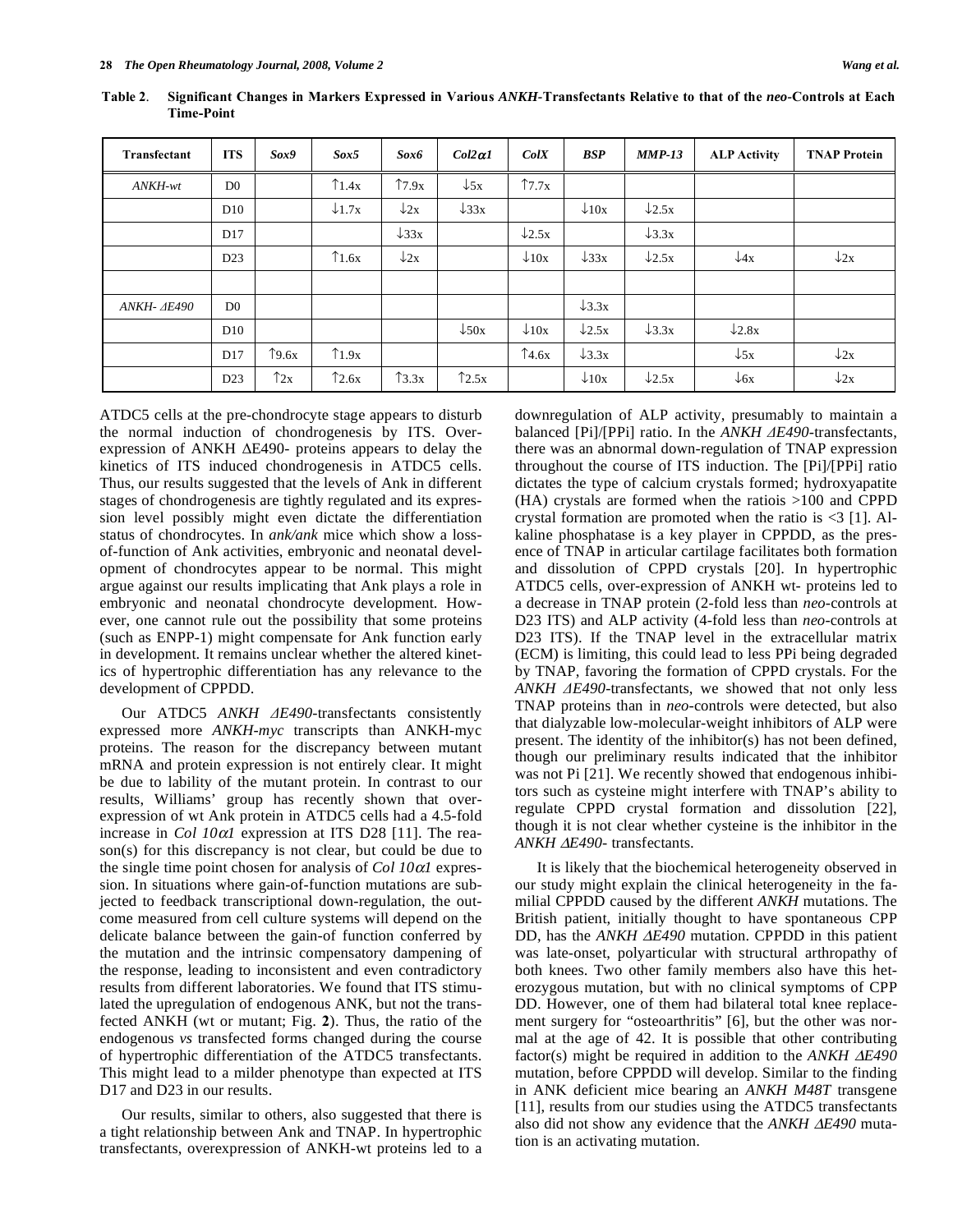**Table 2. Significant Changes in Markers Expressed in Various *ANKH*-Transfectants Relative to that of the *neo*-Controls at Each Time-Point**

| Transfectant | ITS | *Sox9* | *Sox5* | *Sox6* | *Col2α1* | *ColX* | *BSP* | *MMP-13* | ALP Activity | TNAP Protein |
|---|---|---|---|---|---|---|---|---|---|---|
| *ANKH-wt* | D0 | | ↑1.4x | ↑7.9x | ↓5x | ↑7.7x | | | | |
| | D10 | | ↓1.7x | ↓2x | ↓33x | | ↓10x | ↓2.5x | | |
| | D17 | | | ↓33x | | ↓2.5x | | ↓3.3x | | |
| | D23 | | ↑1.6x | ↓2x | | ↓10x | ↓33x | ↓2.5x | ↓4x | ↓2x |
| | | | | | | | | | | |
| *ANKH- ΔE490* | D0 | | | | | | ↓3.3x | | | |
| | D10 | | | | ↓50x | ↓10x | ↓2.5x | ↓3.3x | ↓2.8x | |
| | D17 | ↑9.6x | ↑1.9x | | | ↑4.6x | ↓3.3x | | ↓5x | ↓2x |
| | D23 | ↑2x | ↑2.6x | ↑3.3x | ↑2.5x | | ↓10x | ↓2.5x | ↓6x | ↓2x |

ATDC5 cells at the pre-chondrocyte stage appears to disturb the normal induction of chondrogenesis by ITS. Over-expression of ANKH ΔE490- proteins appears to delay the kinetics of ITS induced chondrogenesis in ATDC5 cells. Thus, our results suggested that the levels of Ank in different stages of chondrogenesis are tightly regulated and its expression level possibly might even dictate the differentiation status of chondrocytes. In *ank/ank* mice which show a loss-of-function of Ank activities, embryonic and neonatal development of chondrocytes appear to be normal. This might argue against our results implicating that Ank plays a role in embryonic and neonatal chondrocyte development. However, one cannot rule out the possibility that some proteins (such as ENPP-1) might compensate for Ank function early in development. It remains unclear whether the altered kinetics of hypertrophic differentiation has any relevance to the development of CPPDD.

Our ATDC5 *ANKH ΔE490*-transfectants consistently expressed more *ANKH-myc* transcripts than ANKH-myc proteins. The reason for the discrepancy between mutant mRNA and protein expression is not entirely clear. It might be due to lability of the mutant protein. In contrast to our results, Williams' group has recently shown that over-expression of wt Ank protein in ATDC5 cells had a 4.5-fold increase in *Col 10α1* expression at ITS D28 [11]. The reason(s) for this discrepancy is not clear, but could be due to the single time point chosen for analysis of *Col 10α1* expression. In situations where gain-of-function mutations are subjected to feedback transcriptional down-regulation, the outcome measured from cell culture systems will depend on the delicate balance between the gain-of function conferred by the mutation and the intrinsic compensatory dampening of the response, leading to inconsistent and even contradictory results from different laboratories. We found that ITS stimulated the upregulation of endogenous ANK, but not the transfected ANKH (wt or mutant; Fig. **2**). Thus, the ratio of the endogenous *vs* transfected forms changed during the course of hypertrophic differentiation of the ATDC5 transfectants. This might lead to a milder phenotype than expected at ITS D17 and D23 in our results.

Our results, similar to others, also suggested that there is a tight relationship between Ank and TNAP. In hypertrophic transfectants, overexpression of ANKH-wt proteins led to a downregulation of ALP activity, presumably to maintain a balanced [Pi]/[PPi] ratio. In the *ANKH ΔE490*-transfectants, there was an abnormal down-regulation of TNAP expression throughout the course of ITS induction. The [Pi]/[PPi] ratio dictates the type of calcium crystals formed; hydroxyapatite (HA) crystals are formed when the ratiois >100 and CPPD crystal formation are promoted when the ratio is <3 [1]. Alkaline phosphatase is a key player in CPPDD, as the presence of TNAP in articular cartilage facilitates both formation and dissolution of CPPD crystals [20]. In hypertrophic ATDC5 cells, over-expression of ANKH wt- proteins led to a decrease in TNAP protein (2-fold less than *neo*-controls at D23 ITS) and ALP activity (4-fold less than *neo*-controls at D23 ITS). If the TNAP level in the extracellular matrix (ECM) is limiting, this could lead to less PPi being degraded by TNAP, favoring the formation of CPPD crystals. For the *ANKH ΔE490*-transfectants, we showed that not only less TNAP proteins than in *neo*-controls were detected, but also that dialyzable low-molecular-weight inhibitors of ALP were present. The identity of the inhibitor(s) has not been defined, though our preliminary results indicated that the inhibitor was not Pi [21]. We recently showed that endogenous inhibitors such as cysteine might interfere with TNAP's ability to regulate CPPD crystal formation and dissolution [22], though it is not clear whether cysteine is the inhibitor in the *ANKH ΔE490*- transfectants.

It is likely that the biochemical heterogeneity observed in our study might explain the clinical heterogeneity in the familial CPPDD caused by the different *ANKH* mutations. The British patient, initially thought to have spontaneous CPP DD, has the *ANKH ΔE490* mutation. CPPDD in this patient was late-onset, polyarticular with structural arthropathy of both knees. Two other family members also have this heterozygous mutation, but with no clinical symptoms of CPP DD. However, one of them had bilateral total knee replacement surgery for "osteoarthritis" [6], but the other was normal at the age of 42. It is possible that other contributing factor(s) might be required in addition to the *ANKH ΔE490* mutation, before CPPDD will develop. Similar to the finding in ANK deficient mice bearing an *ANKH M48T* transgene [11], results from our studies using the ATDC5 transfectants also did not show any evidence that the *ANKH ΔE490* mutation is an activating mutation.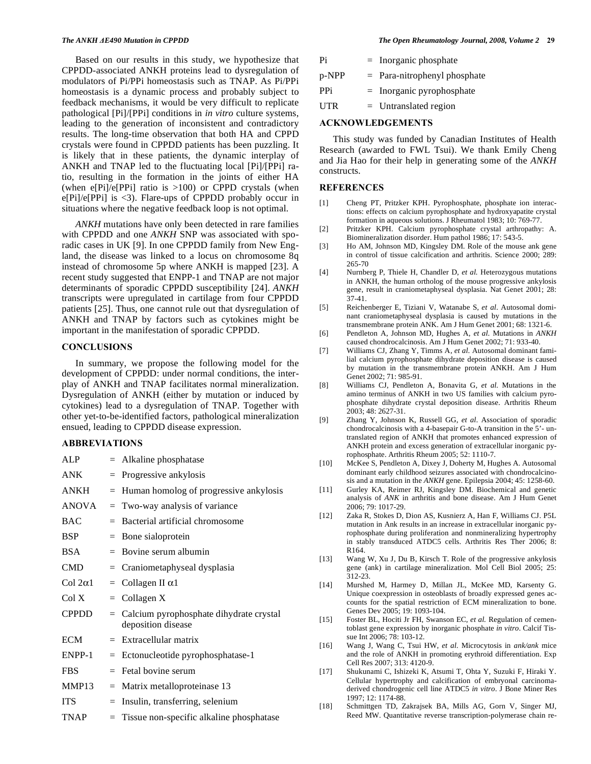Based on our results in this study, we hypothesize that CPPDD-associated ANKH proteins lead to dysregulation of modulators of Pi/PPi homeostasis such as TNAP. As Pi/PPi homeostasis is a dynamic process and probably subject to feedback mechanisms, it would be very difficult to replicate pathological [Pi]/[PPi] conditions in *in vitro* culture systems, leading to the generation of inconsistent and contradictory results. The long-time observation that both HA and CPPD crystals were found in CPPDD patients has been puzzling. It is likely that in these patients, the dynamic interplay of ANKH and TNAP led to the fluctuating local [Pi]/[PPi] ratio, resulting in the formation in the joints of either HA (when e[Pi]/e[PPi] ratio is >100) or CPPD crystals (when e[Pi]/e[PPi] is <3). Flare-ups of CPPDD probably occur in situations where the negative feedback loop is not optimal.

*ANKH* mutations have only been detected in rare families with CPPDD and one *ANKH* SNP was associated with sporadic cases in UK [9]. In one CPPDD family from New England, the disease was linked to a locus on chromosome 8q instead of chromosome 5p where ANKH is mapped [23]. A recent study suggested that ENPP-1 and TNAP are not major determinants of sporadic CPPDD susceptibility [24]. *ANKH* transcripts were upregulated in cartilage from four CPPDD patients [25]. Thus, one cannot rule out that dysregulation of ANKH and TNAP by factors such as cytokines might be important in the manifestation of sporadic CPPDD.

## CONCLUSIONS

In summary, we propose the following model for the development of CPPDD: under normal conditions, the interplay of ANKH and TNAP facilitates normal mineralization. Dysregulation of ANKH (either by mutation or induced by cytokines) lead to a dysregulation of TNAP. Together with other yet-to-be-identified factors, pathological mineralization ensued, leading to CPPDD disease expression.

## ABBREVIATIONS

| | | |
|---|---|---|
| ALP | = | Alkaline phosphatase |
| ANK | = | Progressive ankylosis |
| ANKH | = | Human homolog of progressive ankylosis |
| ANOVA | = | Two-way analysis of variance |
| BAC | = | Bacterial artificial chromosome |
| BSP | = | Bone sialoprotein |
| BSA | = | Bovine serum albumin |
| CMD | = | Craniometaphyseal dysplasia |
| Col 2$\alpha$1 | = | Collagen II $\alpha$1 |
| Col X | = | Collagen X |
| CPPDD | = | Calcium pyrophosphate dihydrate crystal deposition disease |
| ECM | = | Extracellular matrix |
| ENPP-1 | = | Ectonucleotide pyrophosphatase-1 |
| FBS | = | Fetal bovine serum |
| MMP13 | = | Matrix metalloproteinase 13 |
| ITS | = | Insulin, transferring, selenium |
| TNAP | = | Tissue non-specific alkaline phosphatase |
| Pi | = | Inorganic phosphate |
| p-NPP | = | Para-nitrophenyl phosphate |
| PPi | = | Inorganic pyrophosphate |
| UTR | = | Untranslated region |

## ACKNOWLEDGEMENTS

This study was funded by Canadian Institutes of Health Research (awarded to FWL Tsui). We thank Emily Cheng and Jia Hao for their help in generating some of the *ANKH* constructs.

## REFERENCES

[1] Cheng PT, Pritzker KPH. Pyrophosphate, phosphate ion interactions: effects on calcium pyrophosphate and hydroxyapatite crystal formation in aqueous solutions. J Rheumatol 1983; 10: 769-77.

[2] Pritzker KPH. Calcium pyrophosphate crystal arthropathy: A. Biomineralization disorder. Hum pathol 1986; 17: 543-5.

[3] Ho AM, Johnson MD, Kingsley DM. Role of the mouse ank gene in control of tissue calcification and arthritis. Science 2000; 289: 265-70

[4] Nurnberg P, Thiele H, Chandler D, *et al.* Heterozygous mutations in ANKH, the human ortholog of the mouse progressive ankylosis gene, result in craniometaphyseal dysplasia. Nat Genet 2001; 28: 37-41.

[5] Reichenberger E, Tiziani V, Watanabe S, *et al*. Autosomal dominant craniometaphyseal dysplasia is caused by mutations in the transmembrane protein ANK. Am J Hum Genet 2001; 68: 1321-6.

[6] Pendleton A, Johnson MD, Hughes A, *et al.* Mutations in *ANKH* caused chondrocalcinosis. Am J Hum Genet 2002; 71: 933-40.

[7] Williams CJ, Zhang Y, Timms A, *et al.* Autosomal dominant familial calcium pyrophosphate dihydrate deposition disease is caused by mutation in the transmembrane protein ANKH. Am J Hum Genet 2002; 71: 985-91.

[8] Williams CJ, Pendleton A, Bonavita G, *et al.* Mutations in the amino terminus of ANKH in two US families with calcium pyrophosphate dihydrate crystal deposition disease. Arthritis Rheum 2003; 48: 2627-31.

[9] Zhang Y, Johnson K, Russell GG, *et al*. Association of sporadic chondrocalcinosis with a 4-basepair G-to-A transition in the 5'- untranslated region of ANKH that promotes enhanced expression of ANKH protein and excess generation of extracellular inorganic pyrophosphate. Arthritis Rheum 2005; 52: 1110-7.

[10] McKee S, Pendleton A, Dixey J, Doherty M, Hughes A. Autosomal dominant early childhood seizures associated with chondrocalcinosis and a mutation in the *ANKH* gene. Epilepsia 2004; 45: 1258-60.

[11] Gurley KA, Reimer RJ, Kingsley DM. Biochemical and genetic analysis of *ANK* in arthritis and bone disease. Am J Hum Genet 2006; 79: 1017-29.

[12] Zaka R, Stokes D, Dion AS, Kusnierz A, Han F, Williams CJ. P5L mutation in Ank results in an increase in extracellular inorganic pyrophosphate during proliferation and nonmineralizing hypertrophy in stably transduced ATDC5 cells. Arthritis Res Ther 2006; 8: R164.

[13] Wang W, Xu J, Du B, Kirsch T. Role of the progressive ankylosis gene (ank) in cartilage mineralization. Mol Cell Biol 2005; 25: 312-23.

[14] Murshed M, Harmey D, Millan JL, McKee MD, Karsenty G. Unique coexpression in osteoblasts of broadly expressed genes accounts for the spatial restriction of ECM mineralization to bone. Genes Dev 2005; 19: 1093-104.

[15] Foster BL, Hociti Jr FH, Swanson EC, *et al.* Regulation of cementoblast gene expression by inorganic phosphate *in vitro*. Calcif Tissue Int 2006; 78: 103-12.

[16] Wang J, Wang C, Tsui HW, *et al.* Microcytosis in *ank/ank* mice and the role of ANKH in promoting erythroid differentiation. Exp Cell Res 2007; 313: 4120-9.

[17] Shukunami C, Ishizeki K, Atsumi T, Ohta Y, Suzuki F, Hiraki Y. Cellular hypertrophy and calcification of embryonal carcinoma-derived chondrogenic cell line ATDC5 *in vitro*. J Bone Miner Res 1997; 12: 1174-88.

[18] Schmittgen TD, Zakrajsek BA, Mills AG, Gorn V, Singer MJ, Reed MW. Quantitative reverse transcription-polymerase chain re-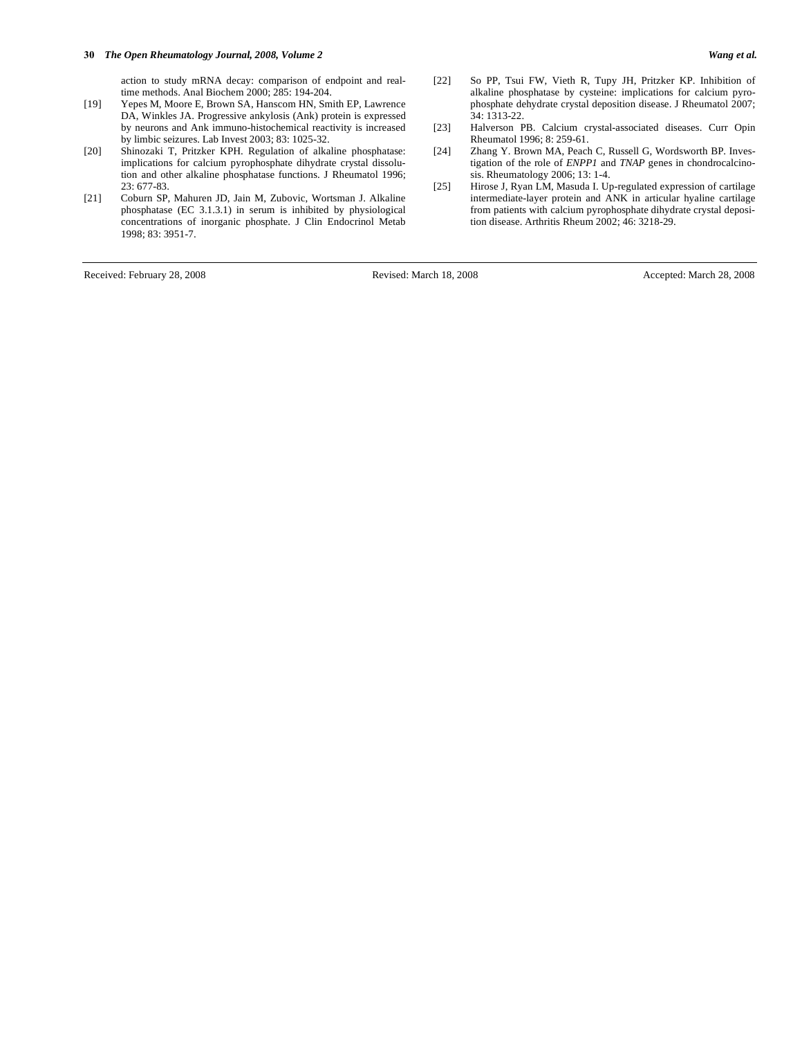action to study mRNA decay: comparison of endpoint and real-time methods. Anal Biochem 2000; 285: 194-204.

[19] Yepes M, Moore E, Brown SA, Hanscom HN, Smith EP, Lawrence DA, Winkles JA. Progressive ankylosis (Ank) protein is expressed by neurons and Ank immuno-histochemical reactivity is increased by limbic seizures. Lab Invest 2003; 83: 1025-32.

[20] Shinozaki T, Pritzker KPH. Regulation of alkaline phosphatase: implications for calcium pyrophosphate dihydrate crystal dissolution and other alkaline phosphatase functions. J Rheumatol 1996; 23: 677-83.

[21] Coburn SP, Mahuren JD, Jain M, Zubovic, Wortsman J. Alkaline phosphatase (EC 3.1.3.1) in serum is inhibited by physiological concentrations of inorganic phosphate. J Clin Endocrinol Metab 1998; 83: 3951-7.

[22] So PP, Tsui FW, Vieth R, Tupy JH, Pritzker KP. Inhibition of alkaline phosphatase by cysteine: implications for calcium pyrophosphate dehydrate crystal deposition disease. J Rheumatol 2007; 34: 1313-22.

[23] Halverson PB. Calcium crystal-associated diseases. Curr Opin Rheumatol 1996; 8: 259-61.

[24] Zhang Y. Brown MA, Peach C, Russell G, Wordsworth BP. Investigation of the role of *ENPP1* and *TNAP* genes in chondrocalcinosis. Rheumatology 2006; 13: 1-4.

[25] Hirose J, Ryan LM, Masuda I. Up-regulated expression of cartilage intermediate-layer protein and ANK in articular hyaline cartilage from patients with calcium pyrophosphate dihydrate crystal deposition disease. Arthritis Rheum 2002; 46: 3218-29.

Received: February 28, 2008 Revised: March 18, 2008 Accepted: March 28, 2008